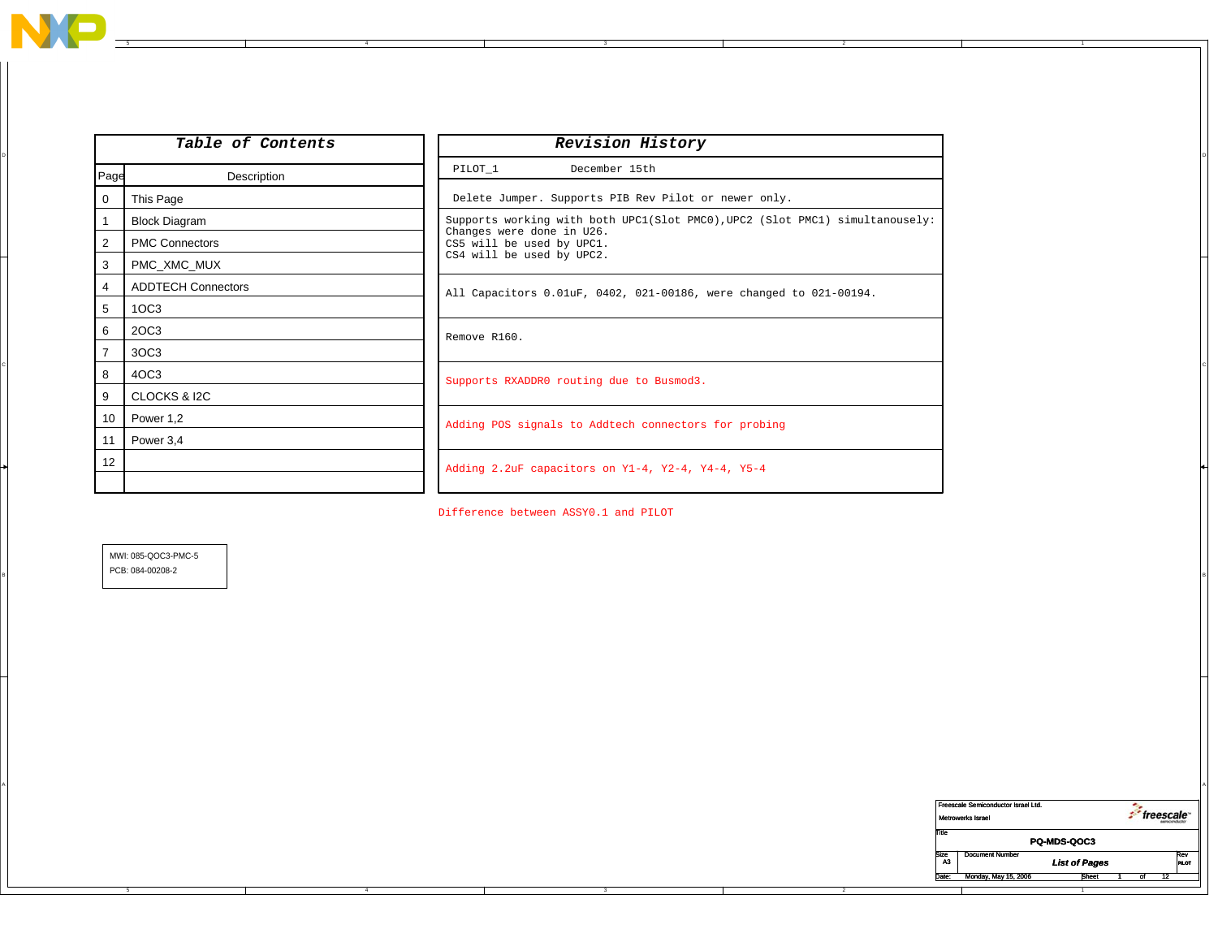## Table of Contents

| Page | Description |
|---|---|
| 0 | This Page |
| 1 | Block Diagram |
| 2 | PMC Connectors |
| 3 | PMC_XMC_MUX |
| 4 | ADDTECH Connectors |
| 5 | 1OC3 |
| 6 | 2OC3 |
| 7 | 3OC3 |
| 8 | 4OC3 |
| 9 | CLOCKS & I2C |
| 10 | Power 1,2 |
| 11 | Power 3,4 |
| 12 | |
| | |

## Revision History

PILOT_1 December 15th

- Delete Jumper. Supports PIB Rev Pilot or newer only.
- Supports working with both UPC1(Slot PMC0),UPC2 (Slot PMC1) simultanousely: Changes were done in U26. CS5 will be used by UPC1. CS4 will be used by UPC2.
- All Capacitors 0.01uF, 0402, 021-00186, were changed to 021-00194.
- Remove R160.
- Supports RXADDR0 routing due to Busmod3.
- Adding POS signals to Addtech connectors for probing
- Adding 2.2uF capacitors on Y1-4, Y2-4, Y4-4, Y5-4

Difference between ASSY0.1 and PILOT

MWI: 085-QOC3-PMC-5
PCB: 084-00208-2

| Freescale Semiconductor Israel Ltd. | | | |
|---|---|---|---|
| Metrowerks Israel | | | |
| Title | PQ-MDS-QOC3 | | |
| Size A3 | Document Number | List of Pages | Rev PILOT |
| Date: | Monday, May 15, 2006 | Sheet 1 of 12 | |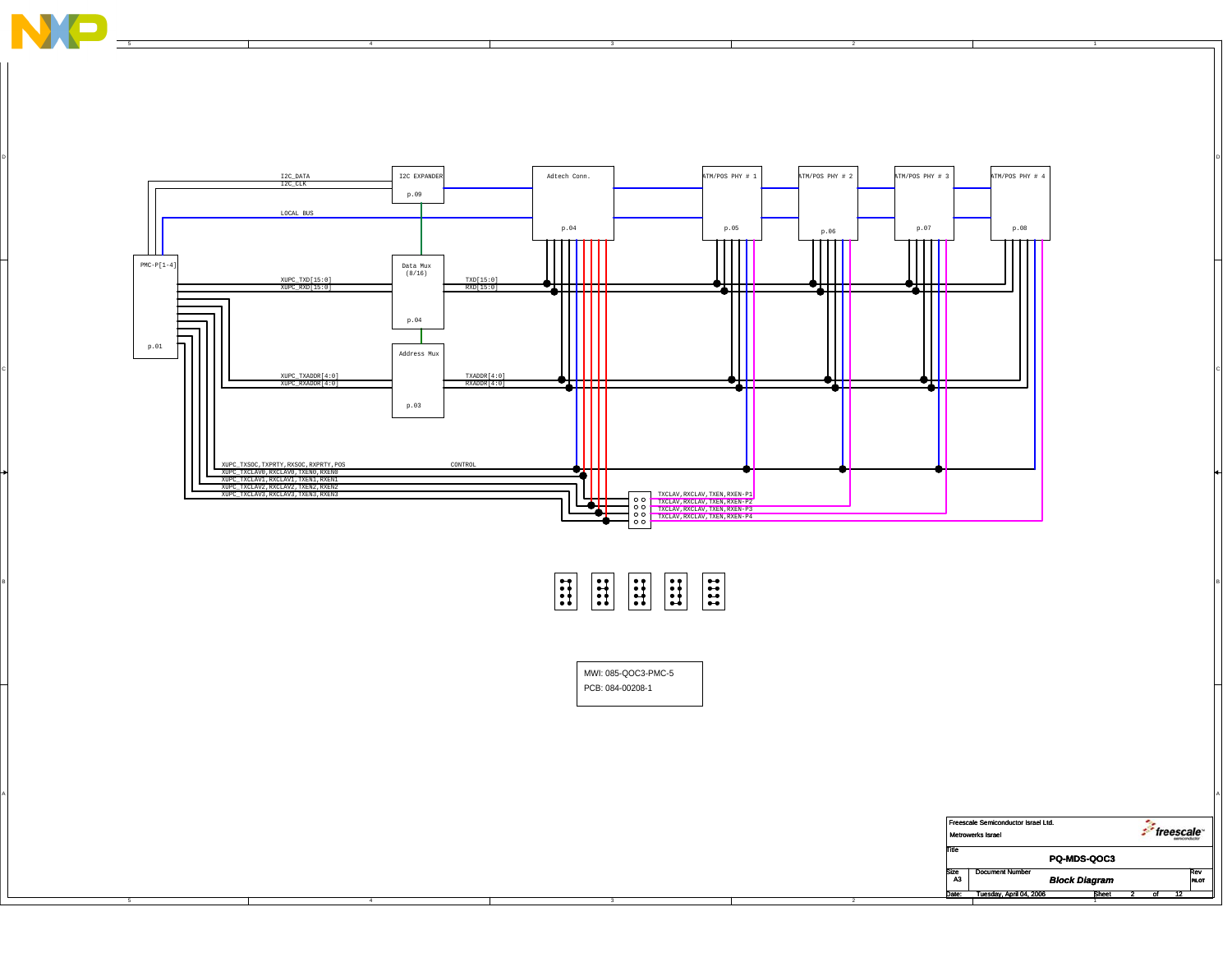I2C_DATA
I2C_CLK

I2C EXPANDER
p.09

Adtech Conn.
p.04

ATM/POS PHY # 1
p.05

ATM/POS PHY # 2
p.06

ATM/POS PHY # 3
p.07

ATM/POS PHY # 4
p.08

LOCAL BUS

PMC-P[1-4]
p.01

Data Mux
(8/16)
p.04

XUPC_TXD[15:0]
XUPC_RXD[15:0]

TXD[15:0]
RXD[15:0]

Address Mux
p.03

XUPC_TXADDR[4:0]
XUPC_RXADDR[4:0]

TXADDR[4:0]
RXADDR[4:0]

XUPC_TXSOC,TXPRTY,RXSOC,RXPRTY,POS
XUPC_TXCLAV0,RXCLAV0,TXEN0,RXEN0
XUPC_TXCLAV1,RXCLAV1,TXEN1,RXEN1
XUPC_TXCLAV2,RXCLAV2,TXEN2,RXEN2
XUPC_TXCLAV3,RXCLAV3,TXEN3,RXEN3

CONTROL

TXCLAV,RXCLAV,TXEN,RXEN-P1
TXCLAV,RXCLAV,TXEN,RXEN-P2
TXCLAV,RXCLAV,TXEN,RXEN-P3
TXCLAV,RXCLAV,TXEN,RXEN-P4

MWI: 085-QOC3-PMC-5
PCB: 084-00208-1

| Freescale Semiconductor Israel Ltd. | | | |
|---|---|---|---|
| Metrowerks Israel | | | |
| Title | PQ-MDS-QOC3 | | |
| Size A3 | Document Number | Block Diagram | Rev PILOT |
| Date: | Tuesday, April 04, 2006 | Sheet 2 of 12 | |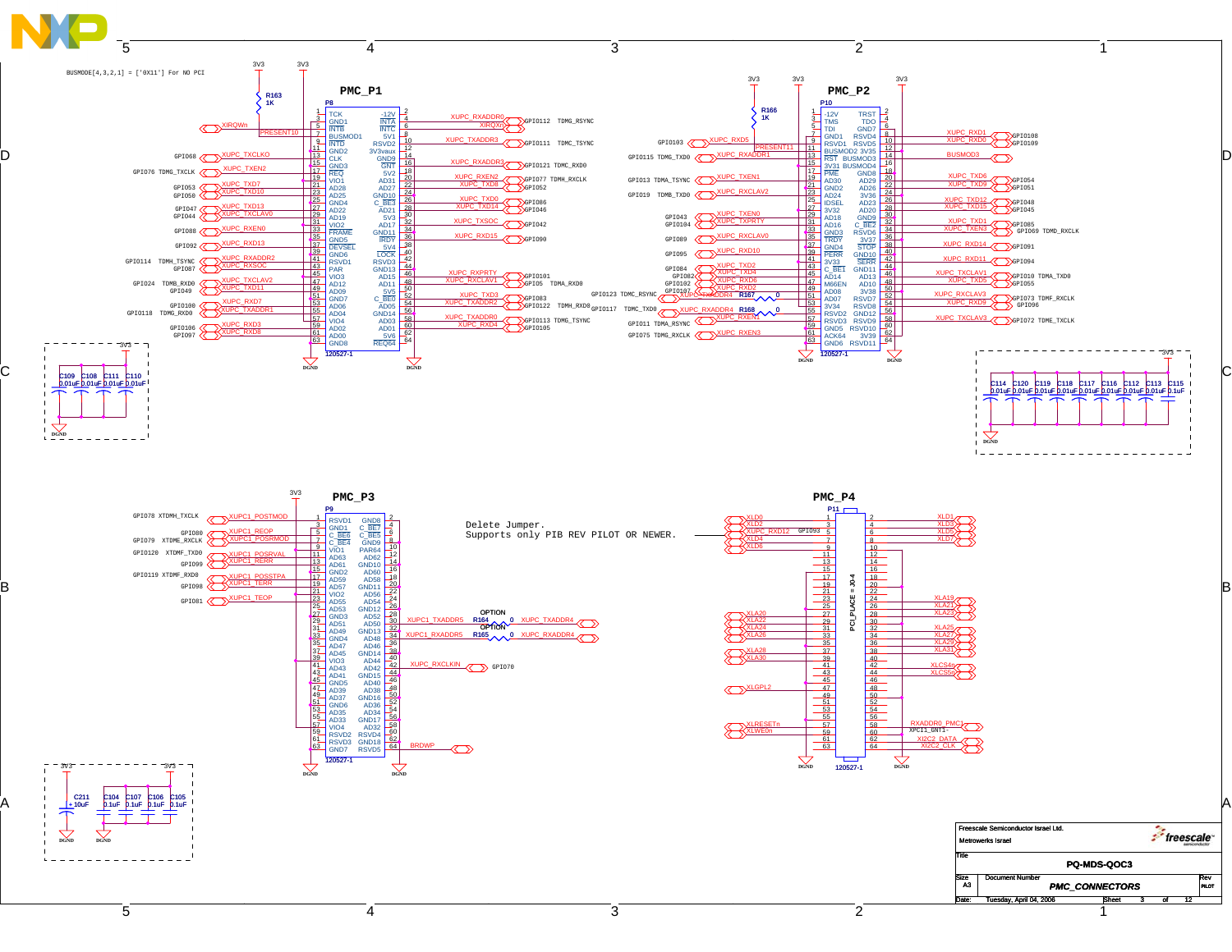BUSMODE[4,3,2,1] = ['0X11'] For NO PCI

## PMC_P1

P8 (120527-1)

| Pin | Left | Right | Pin |
|---|---|---|---|
| 1 | TCK | -12V | 2 |
| 3 | GND1 | INTA | 4 |
| 5 | INTB | INTC | 6 |
| 7 | BUSMOD1 | 5V1 | 8 |
| 9 | INTD | RSVD2 | 10 |
| 11 | GND2 | 3V3aux | 12 |
| 13 | CLK | GND9 | 14 |
| 15 | GND3 | GNT | 16 |
| 17 | REQ | 5V2 | 18 |
| 19 | VIO1 | AD31 | 20 |
| 21 | AD28 | AD27 | 22 |
| 23 | AD25 | GND10 | 24 |
| 25 | GND4 | C_BE3 | 26 |
| 27 | AD22 | AD21 | 28 |
| 29 | AD19 | 5V3 | 30 |
| 31 | VIO2 | AD17 | 32 |
| 33 | FRAME | GND11 | 34 |
| 35 | GND5 | IRDY | 36 |
| 37 | DEVSEL | 5V4 | 38 |
| 39 | GND6 | LOCK | 40 |
| 41 | RSVD1 | RSVD3 | 42 |
| 43 | PAR | GND13 | 44 |
| 45 | VIO3 | AD15 | 46 |
| 47 | AD12 | AD11 | 48 |
| 49 | AD09 | 5V5 | 50 |
| 51 | GND7 | C_BE0 | 52 |
| 53 | AD06 | AD05 | 54 |
| 55 | AD04 | GND14 | 56 |
| 57 | VIO4 | AD03 | 58 |
| 59 | AD02 | AD01 | 60 |
| 61 | AD00 | 5V6 | 62 |
| 63 | GND8 | REQ64 | 64 |

Left signals: XIRQWn (R163 1K to 3V3), PRESENT10, GPIO68 XUPC_TXCLKO, GPIO76 TDMG_TXCLK XUPC_TXEN2, GPIO53 XUPC_TXD7, GPIO50 XUPC_TXD10, GPIO47 XUPC_TXD13, GPIO44 XUPC_TXCLAV0, GPIO88 XUPC_RXEN0, GPIO92 XUPC_RXD13, GPIO114 TDMH_TSYNC XUPC_RXADDR2, GPIO87 XUPC_RXSOC, GPIO24 TDMB_RXD0 XUPC_TXCLAV2, GPIO49 XUPC_TXD11, GPIO100 XUPC_RXD7, GPIO118 TDMG_RXD0 XUPC_TXADDR1, GPIO106 XUPC_RXD3, GPIO97 XUPC_RXD8

Right signals: XUPC_RXADDR0 GPIO112 TDMG_RSYNC, XIRQXn, XUPC_TXADDR3 GPIO111 TDMC_TSYNC, XUPC_RXADDR3 GPIO121 TDMC_RXD0, XUPC_RXEN2 GPIO77 TDMH_RXCLK, XUPC_TXD8 GPIO52, XUPC_TXD0 GPIO86, XUPC_TXD14 GPIO46, XUPC_TXSOC GPIO42, XUPC_RXD15 GPIO90, XUPC_RXPRTY GPIO101, XUPC_RXCLAV1 GPIO5 TDMA_RXD0, XUPC_TXD3 GPIO83, XUPC_TXADDR2 GPIO122 TDMH_RXD0, XUPC_TXADDR0 GPIO113 TDMG_TSYNC, XUPC_RXD4 GPIO105

Capacitors: C109, C108, C111, C110 0.01uF (3V3 to DGND)

## PMC_P2

P10 (120527-1)

| Pin | Left | Right | Pin |
|---|---|---|---|
| 1 | -12V | TRST | 2 |
| 3 | TMS | TDO | 4 |
| 5 | TDI | GND7 | 6 |
| 7 | GND1 | RSVD4 | 8 |
| 9 | RSVD1 | RSVD5 | 10 |
| 11 | BUSMOD2 | 3V35 | 12 |
| 13 | RST | BUSMOD3 | 14 |
| 15 | 3V31 | BUSMOD4 | 16 |
| 17 | PME | GND8 | 18 |
| 19 | AD30 | AD29 | 20 |
| 21 | GND2 | AD26 | 22 |
| 23 | AD24 | 3V36 | 24 |
| 25 | IDSEL | AD23 | 26 |
| 27 | 3V32 | AD20 | 28 |
| 29 | AD18 | GND9 | 30 |
| 31 | AD16 | C_BE2 | 32 |
| 33 | GND3 | RSVD6 | 34 |
| 35 | TRDY | 3V37 | 36 |
| 37 | GND4 | STOP | 38 |
| 39 | PERR | GND10 | 40 |
| 41 | 3V33 | SERR | 42 |
| 43 | C_BE1 | GND11 | 44 |
| 45 | AD14 | AD13 | 46 |
| 47 | M66EN | AD10 | 48 |
| 49 | AD08 | 3V38 | 50 |
| 51 | AD07 | RSVD7 | 52 |
| 53 | 3V34 | RSVD8 | 54 |
| 55 | RSVD2 | GND12 | 56 |
| 57 | RSVD3 | RSVD9 | 58 |
| 59 | GND5 | RSVD10 | 60 |
| 61 | ACK64 | 3V39 | 62 |
| 63 | GND6 | RSVD11 | 64 |

Left signals: R166 1K to 3V3, GPIO103 XUPC_RXD5, PRESENT11, GPIO115 TDMG_TXD0 XUPC_RXADDR1, GPIO13 TDMA_TSYNC XUPC_TXEN1, GPIO19 TDMB_TXD0 XUPC_RXCLAV2, GPIO43 XUPC_TXEN0, GPIO104 XUPC_TXPRTY, GPIO89 XUPC_RXCLAV0, GPIO95 XUPC_RXD10, GPIO84 XUPC_TXD2, GPIO82 XUPC_TXD4, GPIO102 XUPC_RXD6, GPIO107 XUPC_RXD2, GPIO123 TDMC_RSYNC XUPC_TXADDR4 (R167 0), GPIO117 TDMC_TXD0 XUPC_RXADDR4 (R168 0), GPIO11 TDMA_RSYNC XUPC_RXEN1, GPIO75 TDMG_RXCLK XUPC_RXEN3

Right signals: XUPC_RXD1 GPIO108, XUPC_RXD0 GPIO109, BUSMOD3, XUPC_TXD6 GPIO54, XUPC_TXD9 GPIO51, XUPC_TXD12 GPIO48, XUPC_TXD15 GPIO45, XUPC_TXD1 GPIO85, XUPC_TXEN3 GPIO69 TDMD_RXCLK, XUPC_RXD14 GPIO91, XUPC_RXD11 GPIO94, XUPC_TXCLAV1 GPIO10 TDMA_TXD0, XUPC_TXD5 GPIO55, XUPC_RXCLAV3 GPIO73 TDMF_RXCLK, XUPC_RXD9 GPIO96, XUPC_TXCLAV3 GPIO72 TDME_TXCLK

Capacitors: C114, C120, C119, C118, C117, C116, C112, C113 0.01uF, C115 0.1uF (3V3 to DGND)

## PMC_P3

P9 (120527-1)

| Pin | Left | Right | Pin |
|---|---|---|---|
| 1 | RSVD1 | GND8 | 2 |
| 3 | GND1 | C_BE7 | 4 |
| 5 | C_BE6 | C_BE5 | 6 |
| 7 | C_BE4 | GND9 | 8 |
| 9 | VIO1 | PAR64 | 10 |
| 11 | AD63 | AD62 | 12 |
| 13 | AD61 | GND10 | 14 |
| 15 | GND2 | AD60 | 16 |
| 17 | AD59 | AD58 | 18 |
| 19 | AD57 | GND11 | 20 |
| 21 | VIO2 | AD56 | 22 |
| 23 | AD55 | AD54 | 24 |
| 25 | AD53 | GND12 | 26 |
| 27 | GND3 | AD52 | 28 |
| 29 | AD51 | AD50 | 30 |
| 31 | AD49 | GND13 | 32 |
| 33 | GND4 | AD48 | 34 |
| 35 | AD47 | AD46 | 36 |
| 37 | AD45 | GND14 | 38 |
| 39 | VIO3 | AD44 | 40 |
| 41 | AD43 | AD42 | 42 |
| 43 | AD41 | GND15 | 44 |
| 45 | GND5 | AD40 | 46 |
| 47 | AD39 | AD38 | 48 |
| 49 | AD37 | GND16 | 50 |
| 51 | GND6 | AD36 | 52 |
| 53 | AD35 | AD34 | 54 |
| 55 | AD33 | GND17 | 56 |
| 57 | VIO4 | AD32 | 58 |
| 59 | RSVD2 | RSVD4 | 60 |
| 61 | RSVD3 | GND18 | 62 |
| 63 | GND7 | RSVD5 | 64 |

Left signals: GPIO78 XTDMH_TXCLK XUPC1_POSTMOD, GPIO80 XUPC1_REOP, GPIO79 XTDME_RXCLK XUPC1_POSRMOD, GPIO120 XTDMC_TXD0 XUPC1_POSRVAL, GPIO99 XUPC1_RERR, GPIO119 XTDMF_RXD0 XUPC1_POSSTPA, GPIO98 XUPC1_TERR, GPIO81 XUPC1_TEOP

Right signals: XUPC1_TXADDR5 — R164 0 (OPTION) — XUPC_TXADDR4; XUPC1_RXADDR5 — R165 0 (OPTION) — XUPC_RXADDR4; XUPC_RXCLKIN GPIO70; BRDWP

Delete Jumper.
Supports only PIB REV PILOT OR NEWER.

Capacitors: C211 10uF, C104, C107, C106, C105 0.1uF (3V3 to DGND)

## PMC_P4

P11 (120527-1), PCI_PLACE = J0-4

Left signals: XLD0 (1), XLD2 (3), XUPC_RXD12 GPIO93 (5), XLD4, XLD6 (7), XLA20, XLA22, XLA24, XLA26, XLA28, XLA30, XLGPL2, XLRESETn, XLWE0n

Right signals: XLD1, XLD3, XLD5, XLD7, XLA19, XLA21, XLA23, XLA25, XLA27, XLA29, XLA31, XLCS4n, XLCS5n, RXADDR0_PMC1, XPCI1_GNT1-, XI2C2_DATA, XI2C2_CLK

---

Freescale Semiconductor Israel Ltd.
Metrowerks Israel

| Title | PQ-MDS-QOC3 | |
|---|---|---|
| Size: A3 | Document Number: PMC_CONNECTORS | Rev: PILOT |
| Date: Tuesday, April 04, 2006 | Sheet 3 of 12 | |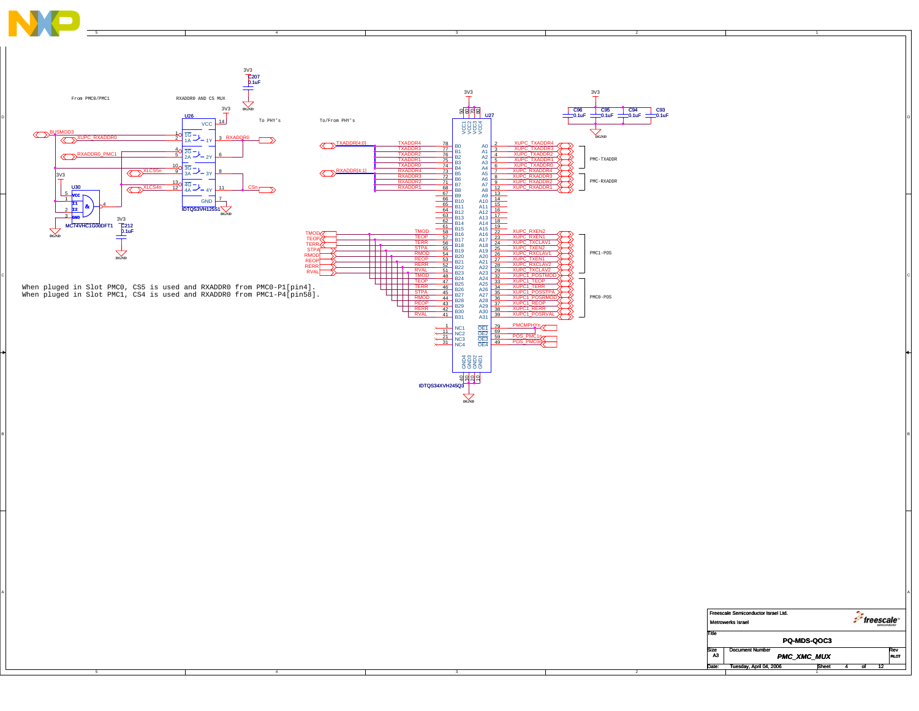From PMC0/PMC1

RXADDR0 AND CS MUX

To PHY's

To/From PHY's

U26 IDTQS3VH125S1

U30 MC74VHC1G00DFT1

U27 IDTQS34XVH245Q3

C207 0.1uF, C212 0.1uF, C96 0.1uF, C95 0.1uF, C94 0.1uF, C93 0.1uF

| Net | Pin | B side | A side | Pin | Net |
|---|---|---|---|---|---|
| TXADDR4 | 78 | B0 | A0 | 2 | XUPC_TXADDR4 |
| TXADDR3 | 77 | B1 | A1 | 3 | XUPC_TXADDR3 |
| TXADDR2 | 76 | B2 | A2 | 4 | XUPC_TXADDR2 |
| TXADDR1 | 75 | B3 | A3 | 5 | XUPC_TXADDR1 |
| TXADDR0 | 74 | B4 | A4 | 6 | XUPC_TXADDR0 |
| RXADDR4 | 73 | B5 | A5 | 7 | XUPC_RXADDR4 |
| RXADDR3 | 72 | B6 | A6 | 8 | XUPC_RXADDR3 |
| RXADDR2 | 71 | B7 | A7 | 9 | XUPC_RXADDR2 |
| RXADDR1 | 68 | B8 | A8 | 12 | XUPC_RXADDR1 |
| | 67 | B9 | A9 | 13 | |
| | 66 | B10 | A10 | 14 | |
| | 65 | B11 | A11 | 15 | |
| | 64 | B12 | A12 | 16 | |
| | 63 | B13 | A13 | 17 | |
| | 62 | B14 | A14 | 18 | |
| | 61 | B15 | A15 | 19 | |
| TMOD | 58 | B16 | A16 | 22 | XUPC_RXEN2 |
| TEOP | 57 | B17 | A17 | 23 | XUPC_RXEN1 |
| TERR | 56 | B18 | A18 | 24 | XUPC_TXCLAV1 |
| STPA | 55 | B19 | A19 | 25 | XUPC_TXEN2 |
| RMOD | 54 | B20 | A20 | 26 | XUPC_RXCLAV1 |
| REOP | 53 | B21 | A21 | 27 | XUPC_TXEN1 |
| RERR | 52 | B22 | A22 | 28 | XUPC_RXCLAV2 |
| RVAL | 51 | B23 | A23 | 29 | XUPC_TXCLAV2 |
| TMOD | 48 | B24 | A24 | 32 | XUPC1_POSTMOD |
| TEOP | 47 | B25 | A25 | 33 | XUPC1_TEOP |
| TERR | 46 | B26 | A26 | 34 | XUPC1_TERR |
| STPA | 45 | B27 | A27 | 35 | XUPC1_POSSTPA |
| RMOD | 44 | B28 | A28 | 36 | XUPC1_POSRMOD |
| REOP | 43 | B29 | A29 | 37 | XUPC1_REOP |
| RERR | 42 | B30 | A30 | 38 | XUPC1_RERR |
| RVAL | 41 | B31 | A31 | 39 | XUPC1_POSRVAL |

PMC-TXADDR

PMC-RXADDR

PMC1-POS

PMC0-POS

PMCMPHYn — OE1 (79), OE2 (69); POS_PMC1n — OE3 (59); POS_PMC0n — OE4 (49)

When pluged in Slot PMC0, CS5 is used and RXADDR0 from PMC0-P1[pin4].
When pluged in Slot PMC1, CS4 is used and RXADDR0 from PMC1-P4[pin58].

| | |
|---|---|
| Freescale Semiconductor Israel Ltd. Metrowerks Israel | |
| Title | PQ-MDS-QOC3 |
| Size A3 | Document Number: PMC_XMC_MUX | Rev PILOT |
| Date: Tuesday, April 04, 2006 | Sheet 4 of 12 |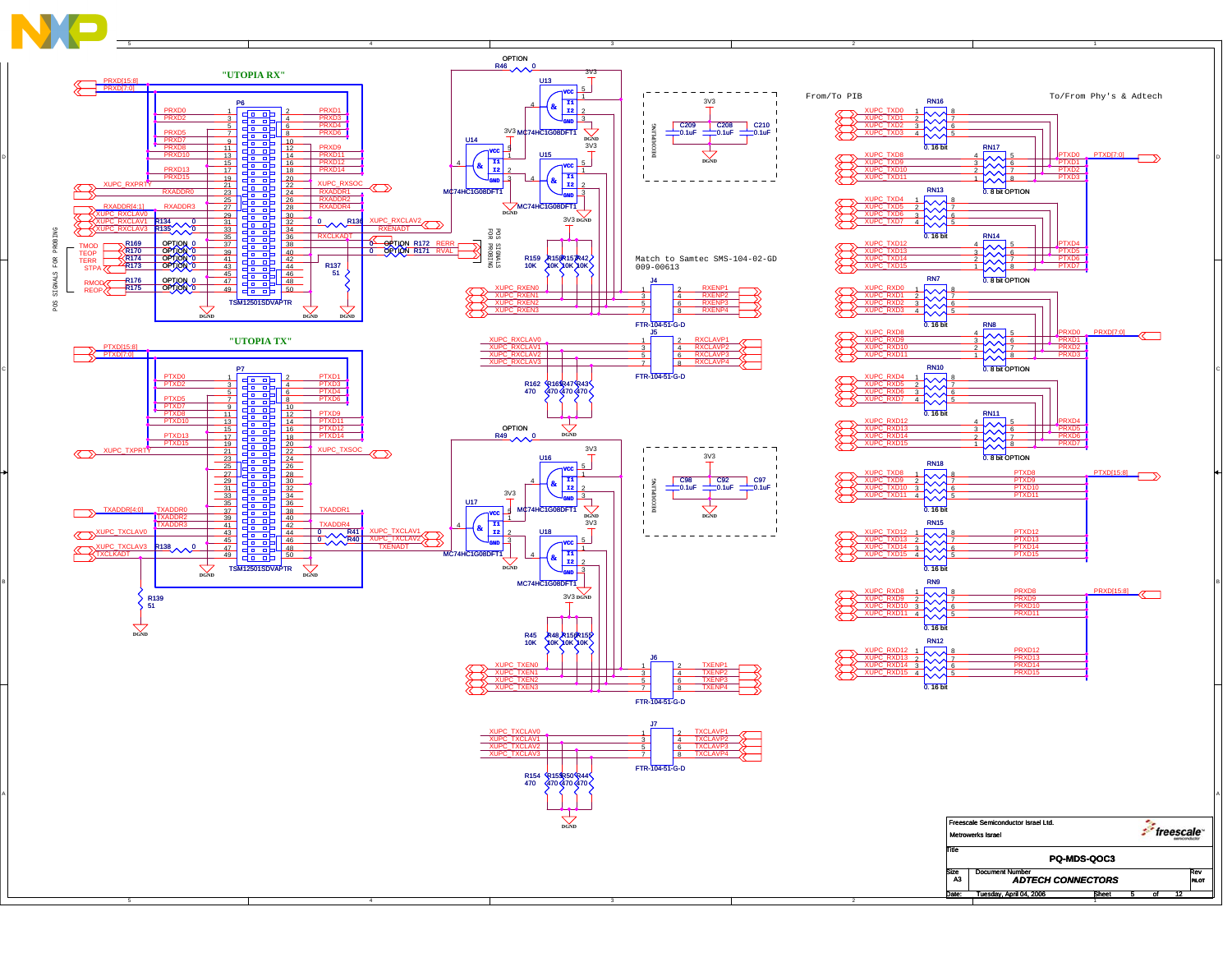## "UTOPIA RX"

P6 — TSM12501SDVAPTR

| Signal | Pin | Pin | Signal |
|---|---|---|---|
| PRXD0 | 1 | 2 | PRXD1 |
| PRXD2 | 3 | 4 | PRXD3 |
| | 5 | 6 | PRXD4 |
| PRXD5 | 7 | 8 | PRXD6 |
| PRXD7 | 9 | 10 | |
| PRXD8 | 11 | 12 | PRXD9 |
| PRXD10 | 13 | 14 | PRXD11 |
| | 15 | 16 | PRXD12 |
| PRXD13 | 17 | 18 | PRXD14 |
| PRXD15 | 19 | 20 | |
| XUPC_RXPRTY | 21 | 22 | XUPC_RXSOC |
| RXADDR0 | 23 | 24 | RXADDR1 |
| | 25 | 26 | RXADDR2 |
| RXADDR3 | 27 | 28 | RXADDR4 |
| XUPC_RXCLAV0 | 29 | 30 | |
| XUPC_RXCLAV1 (R134 0) | 31 | 32 | (0 R136) XUPC_RXCLAV2 |
| XUPC_RXCLAV3 (R135 0) | 33 | 34 | RXENADT |
| | 35 | 36 | RXCLKADT |
| TMOD (R169 OPTION 0) | 37 | 38 | (0 OPTION R172) RERR |
| TEOP (R170 OPTION 0) | 39 | 40 | (0 OPTION R171) RVAL |
| TERR (R174 OPTION 0) | 41 | 42 | |
| STPA (R173 OPTION 0) | 43 | 44 | R137 51 |
| | 45 | 46 | |
| RMOD (R176 OPTION 0) | 47 | 48 | |
| REOP (R175 OPTION 0) | 49 | 50 | |

PRXD[15:8], PRXD[7:0], RXADDR[4:1]

POS SIGNALS FOR PROBING

## "UTOPIA TX"

P7 — TSM12501SDVAPTR

| Signal | Pin | Pin | Signal |
|---|---|---|---|
| PTXD0 | 1 | 2 | PTXD1 |
| PTXD2 | 3 | 4 | PTXD3 |
| | 5 | 6 | PTXD4 |
| PTXD5 | 7 | 8 | PTXD6 |
| PTXD7 | 9 | 10 | |
| PTXD8 | 11 | 12 | PTXD9 |
| PTXD10 | 13 | 14 | PTXD11 |
| | 15 | 16 | PTXD12 |
| PTXD13 | 17 | 18 | PTXD14 |
| PTXD15 | 19 | 20 | |
| XUPC_TXPRTY | 21 | 22 | XUPC_TXSOC |
| | 23 | 24 | |
| | 25 | 26 | |
| | 27 | 28 | |
| | 29 | 30 | |
| | 31 | 32 | |
| | 33 | 34 | |
| | 35 | 36 | |
| TXADDR0 | 37 | 38 | TXADDR1 |
| TXADDR2 | 39 | 40 | |
| TXADDR3 | 41 | 42 | TXADDR4 |
| XUPC_TXCLAV0 | 43 | 44 | (0 R41) XUPC_TXCLAV1 |
| | 45 | 46 | (0 R40) XUPC_TXCLAV2 |
| XUPC_TXCLAV3 (R138 0) | 47 | 48 | TXENADT |
| TXCLKADT | 49 | 50 | |

PTXD[15:8], PTXD[7:0], TXADDR[4:0], R139 51

## Logic / Connectors

OPTION R46 0; U13, U14, U15: MC74HC1G08DFT1 (3V3, DGND)
OPTION R49 0; U16, U17, U18: MC74HC1G08DFT1 (3V3, DGND)

DECOUPLING: C209, C208, C210 0.1uF (3V3, DGND); C98, C92, C97 0.1uF (3V3, DGND)

POS SIGNALS FOR PROBING

Match to Samtec SMS-104-02-GD 009-00613

J4 FTR-104-51-G-D: XUPC_RXEN0 (1), XUPC_RXEN1 (3), XUPC_RXEN2 (5), XUPC_RXEN3 (7); RXENP1 (2), RXENP2 (4), RXENP3 (6), RXENP4 (8). R159 10K, R158 10K, R157 10K, R42 10K.

J5 FTR-104-51-G-D: XUPC_RXCLAV0 (1), XUPC_RXCLAV1 (3), XUPC_RXCLAV2 (5), XUPC_RXCLAV3 (7); RXCLAVP1 (2), RXCLAVP2 (4), RXCLAVP3 (6), RXCLAVP4 (8). R162 470, R161 470, R47 470, R43 470.

J6 FTR-104-51-G-D: XUPC_TXEN0 (1), XUPC_TXEN1 (3), XUPC_TXEN2 (5), XUPC_TXEN3 (7); TXENP1 (2), TXENP2 (4), TXENP3 (6), TXENP4 (8). R45 10K, R48 10K, R156 10K, R155 10K.

J7 FTR-104-51-G-D: XUPC_TXCLAV0 (1), XUPC_TXCLAV1 (3), XUPC_TXCLAV2 (5), XUPC_TXCLAV3 (7); TXCLAVP1 (2), TXCLAVP2 (4), TXCLAVP3 (6), TXCLAVP4 (8). R154 470, R153 470, R50 470, R44 470.

## From/To PIB — To/From Phy's & Adtech

| Resistor network | Inputs | Outputs |
|---|---|---|
| RN16 (0.16 bit) | XUPC_TXD0–TXD3 | PTXD0–PTXD3 |
| RN17 (0.8 bit OPTION) | XUPC_TXD8–TXD11 | PTXD0–PTXD3 (PTXD[7:0]) |
| RN13 (0.16 bit) | XUPC_TXD4–TXD7 | PTXD4–PTXD7 |
| RN14 (0.8 bit OPTION) | XUPC_TXD12–TXD15 | PTXD4–PTXD7 |
| RN7 (0.16 bit) | XUPC_RXD0–RXD3 | PRXD0–PRXD3 |
| RN8 (0.8 bit OPTION) | XUPC_RXD8–RXD11 | PRXD0–PRXD3 (PRXD[7:0]) |
| RN10 (0.16 bit) | XUPC_RXD4–RXD7 | PRXD4–PRXD7 |
| RN11 (0.8 bit OPTION) | XUPC_RXD12–RXD15 | PRXD4–PRXD7 |
| RN18 (0.16 bit) | XUPC_TXD8–TXD11 | PTXD8–PTXD11 (PTXD[15:8]) |
| RN15 (0.16 bit) | XUPC_TXD12–TXD15 | PTXD12–PTXD15 |
| RN9 (0.16 bit) | XUPC_RXD8–RXD11 | PRXD8–PRXD11 (PRXD[15:8]) |
| RN12 (0.16 bit) | XUPC_RXD12–RXD15 | PRXD12–PRXD15 |

| | |
|---|---|
| Freescale Semiconductor Israel Ltd. | freescale semiconductor |
| Metrowerks Israel | |
| Title | PQ-MDS-QOC3 |
| Size A3 | Document Number: ADTECH CONNECTORS — Rev PILOT |
| Date: Tuesday, April 04, 2006 | Sheet 5 of 12 |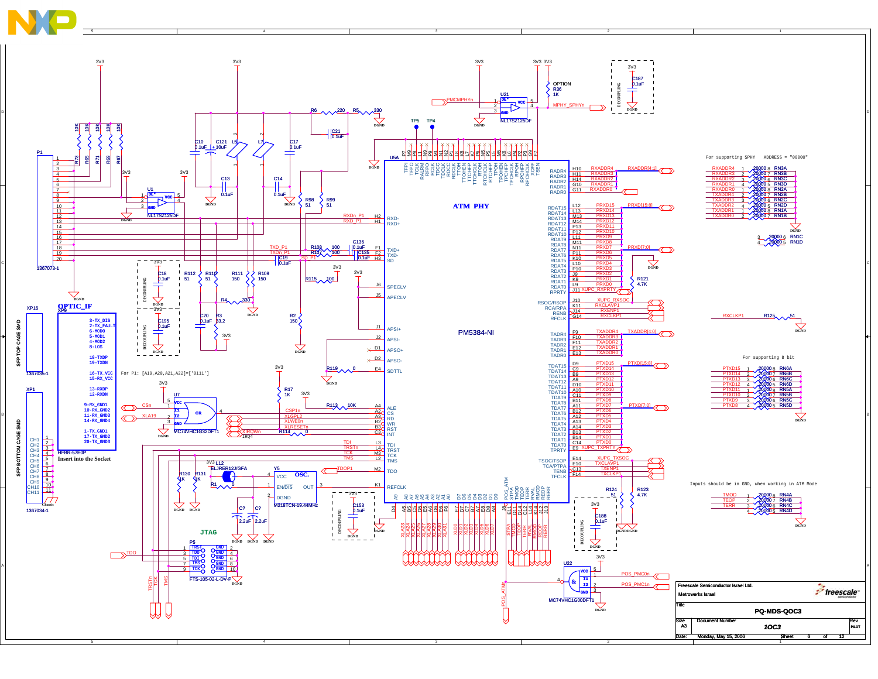For supporting SPHY ADDRESS = "00008"

For supporting 8 bit

Inputs should be in GND, when working in ATM Mode

For P1: [A19,A20,A21,A22]=['0111']

OPTIC_IF

HFBR-57E0P

Insert into the Socket

SFP TOP CAGE SMD

SFP BOTTOM CAGE SMD

ATM PHY

PM5384-NI

JTAG

OSC.

| | |
|---|---|
| Freescale Semiconductor Israel Ltd. | freescale semiconductor |
| Metrowerks Israel | |
| Title | PQ-MDS-QOC3 |
| Size: A3 | Document Number: 1OC3 | Rev: PILOT |
| Date: Monday, May 15, 2006 | Sheet 6 of 12 |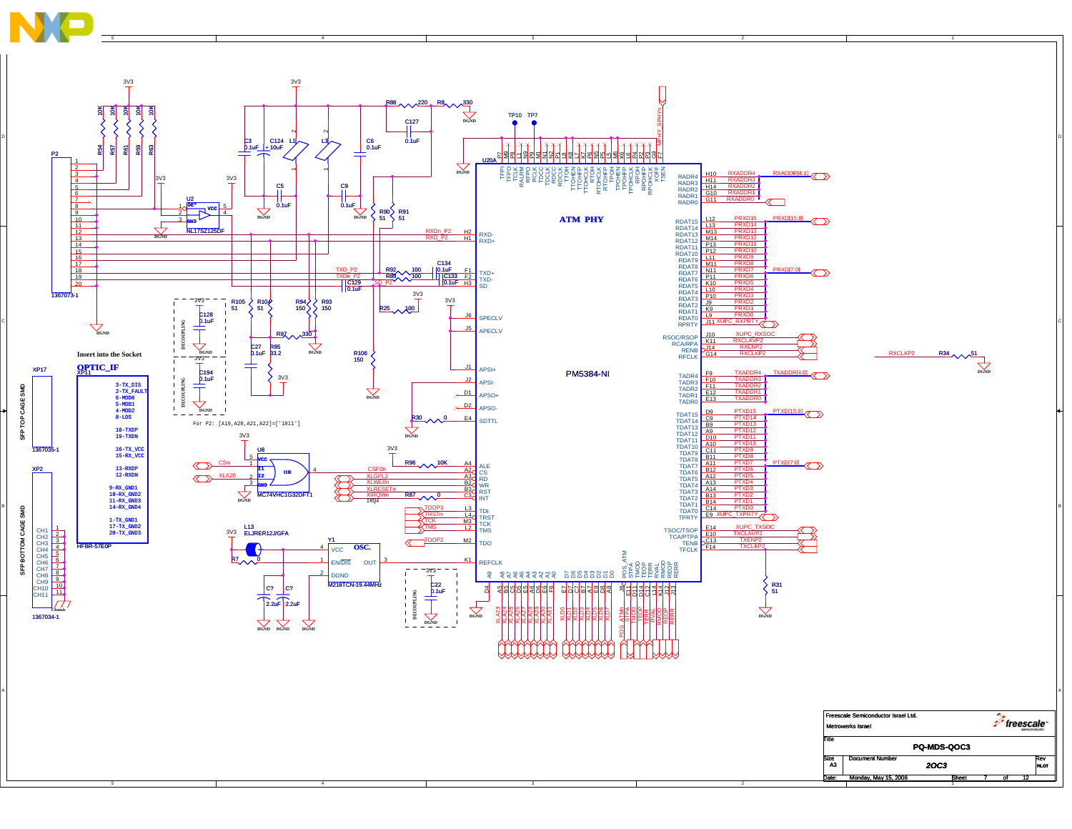ATM PHY

PM5384-NI

OPTIC_IF

Insert into the Socket

For P2: [A19,A28,A21,A22]=['1011']

SFP TOP CAGE SMD

SFP BOTTOM CAGE SMD

| | |
|---|---|
| Freescale Semiconductor Israel Ltd. | |
| Metrowerks Israel | |
| Title | PQ-MDS-QOC3 |
| Size: A3 | Document Number: 2OC3 |
| Rev | PILOT |
| Date: | Monday, May 15, 2006 |
| Sheet | 7 of 12 |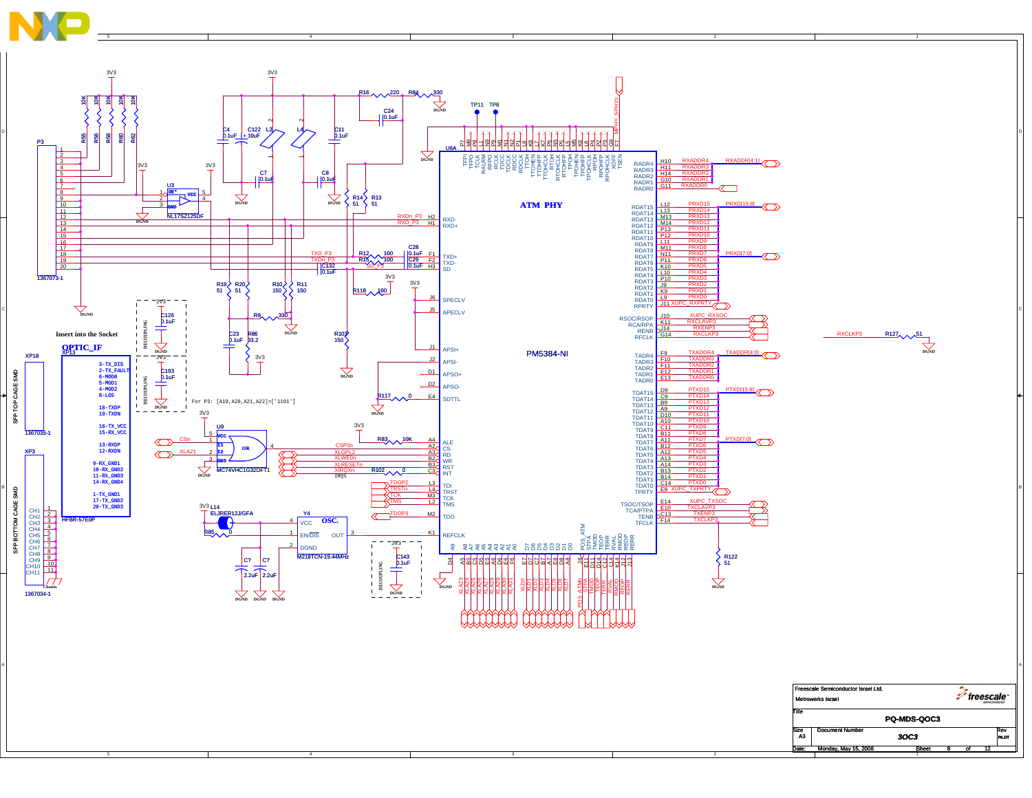**ATM PHY**

**PM5384-NI**

**OPTIC_IF**

Insert into the Socket

For P3: [A19,A28,A21,A22]=['1101']

| | |
|---|---|
| Freescale Semiconductor Israel Ltd. | |
| Metrowerks Israel | |
| Title | PQ-MDS-QOC3 |
| Size A3 | Document Number 3OC3 | Rev PILOT |
| Date: Monday, May 15, 2006 | Sheet 8 of 12 |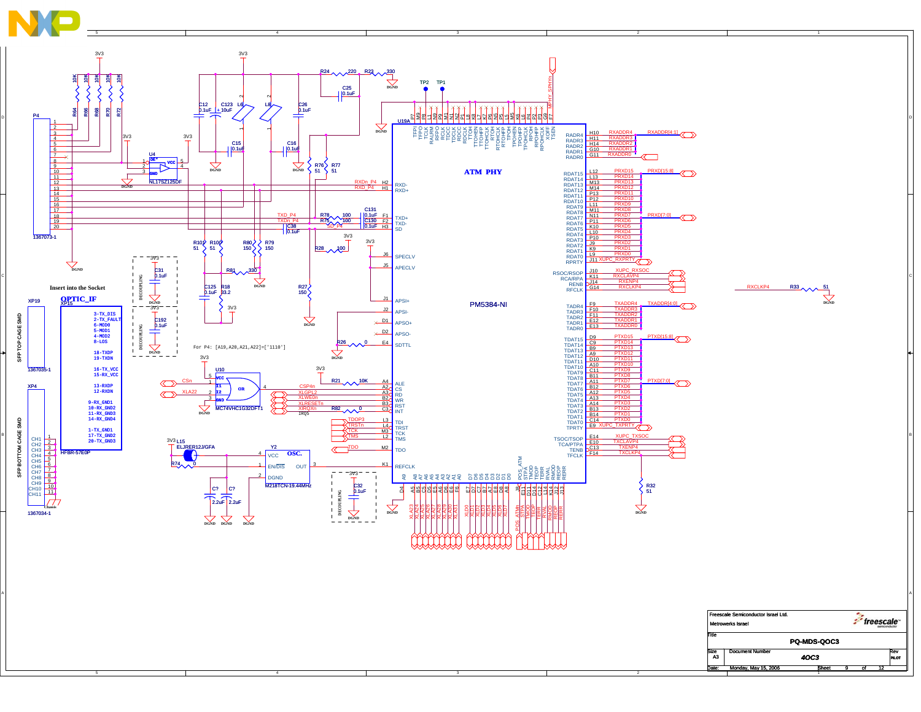# ATM PHY

**PM5384-NI**

Insert into the Socket

**OPTIC_IF**

For P4: [A19,A20,A21,A22]=['1110']

| Field | Value |
|---|---|
| Company | Freescale Semiconductor Israel Ltd. |
| | Metrowerks Israel |
| Title | PQ-MDS-QOC3 |
| Size | A3 |
| Document Number | 4OC3 |
| Rev | PILOT |
| Date | Monday, May 15, 2006 |
| Sheet | 9 of 12 |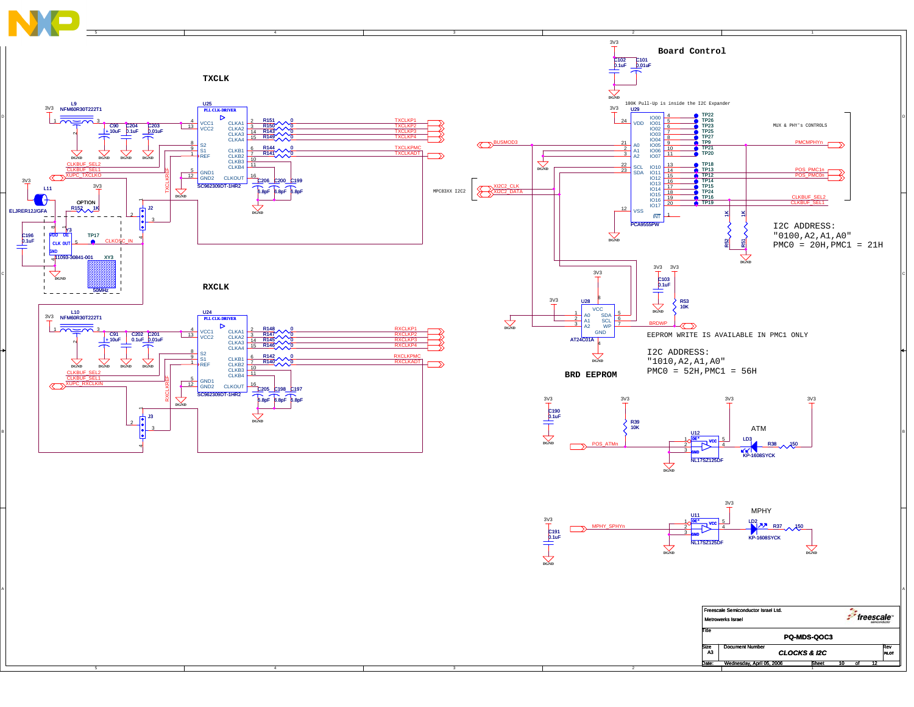## TXCLK

U25 PLL CLK-DRIVER SC962309DT-1HR2

L9 NFM60R30T222T1

C90 10uF, C204 0.1uF, C203 0.01uF

R151 0 TXCLKP1
R150 0 TXCLKP2
R143 0 TXCLKP3
R149 0 TXCLKP4
R144 0 TXCLKPMC
R141 0 TXCLKADT

C206 6.8pF, C200 6.8pF, C199 6.8pF

CLKBUF_SEL2
CLKBUF_SEL1
XUPC_TXCLKO

TXCLKREF

L11 ELJRER12J/GFA

OPTION R152 1K

C196 0.1uF

Y3 11093-30841-001

TP17 CLKOSC_IN

XY3 50MHz

J2

## RXCLK

U24 PLL CLK-DRIVER SC962309DT-1HR2

L10 NFM60R30T222T1

C91 10uF, C202 0.1uF, C201 0.01uF

R148 0 RXCLKP1
R147 0 RXCLKP2
R145 0 RXCLKP3
R146 0 RXCLKP4
R142 0 RXCLKPMC
R140 0 RXCLKADT

C205 6.8pF, C198 6.8pF, C197 6.8pF

CLKBUF_SEL2
CLKBUF_SEL1
XUPC_RXCLKIN

RXCLKREF

J3

## Board Control

C102 0.1uF, C101 0.01uF

100K Pull-Up is inside the I2C Expander

U29 PCA9555PW

MUX & PHY's CONTROLS

BUSMOD3

PMCMPHYn

POS_PMC1n
POS_PMC0n

CLKBUF_SEL2
CLKBUF_SEL1

MPC83XX I2C2

XI2C2_CLK
XI2C2_DATA

TP22, TP26, TP23, TP25, TP27, TP9, TP21, TP20, TP18, TP13, TP12, TP14, TP15, TP24, TP16, TP19

R52 1K, R51 1K

I2C ADDRESS:
"0100,A2,A1,A0"
PMC0 = 20H,PMC1 = 21H

## BRD EEPROM

U28 AT24C01A

C103 0.1uF

R53 10K

BRDWP

EEPROM WRITE IS AVAILABLE IN PMC1 ONLY

I2C ADDRESS:
"1010,A2,A1,A0"
PMC0 = 52H,PMC1 = 56H

## ATM

C190 0.1uF

R39 10K

POS_ATMn

U12 NL17SZ125DF

LD3 KP-1608SYCK

R38 150

## MPHY

C191 0.1uF

MPHY_SPHYn

U11 NL17SZ125DF

LD2 KP-1608SYCK

R37 150

| | |
|---|---|
| Freescale Semiconductor Israel Ltd. Metrowerks Israel | |
| Title | PQ-MDS-QOC3 |
| Size A3 | Document Number: CLOCKS & I2C | Rev PILOT |
| Date: Wednesday, April 05, 2006 | Sheet 10 of 12 |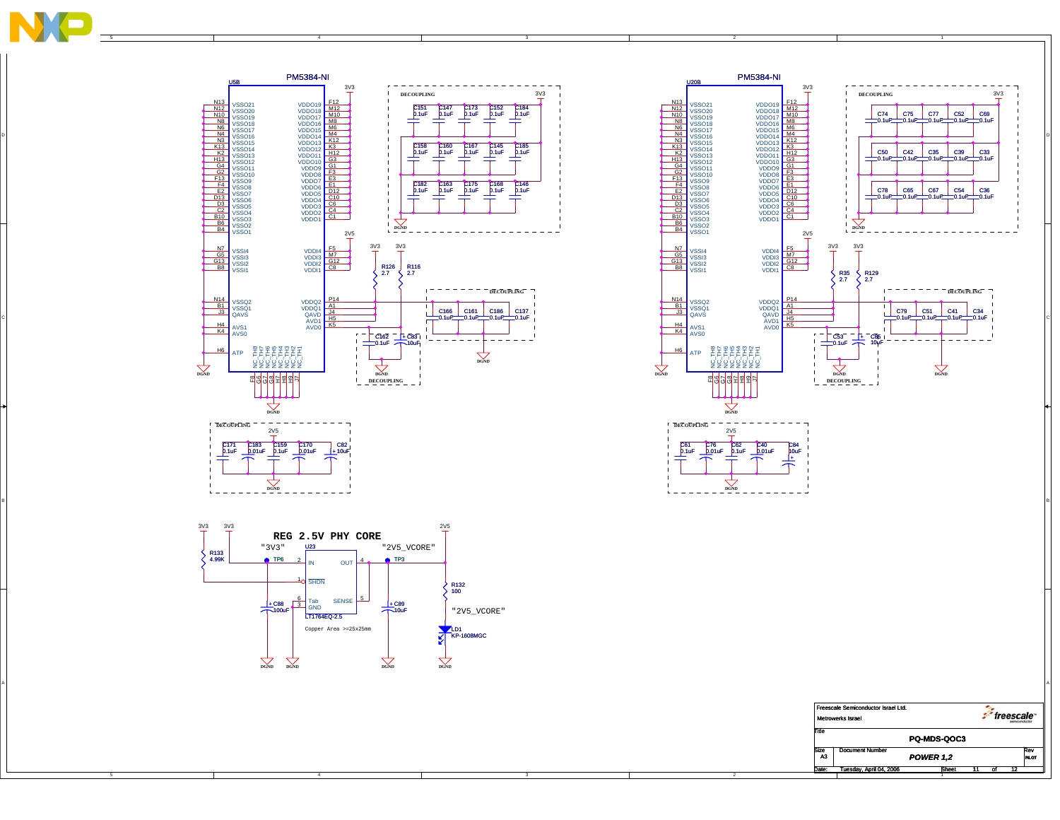# PM5384-NI (U5B)

**Ground pins (VSS):** VSSO21 (N13), VSSO20 (N12), VSSO19 (N10), VSSO18 (N8), VSSO17 (N6), VSSO16 (N4), VSSO15 (N3), VSSO14 (K13), VSSO13 (K2), VSSO12 (H13), VSSO11 (G4), VSSO10 (G2), VSSO9 (F13), VSSO8 (F4), VSSO7 (E2), VSSO6 (D13), VSSO5 (D3), VSSO4 (C2), VSSO3 (B10), VSSO2 (B6), VSSO1 (B4), VSSI4 (N7), VSSI3 (G5), VSSI2 (G13), VSSI1 (B8), VSSQ2 (N14), VSSQ1 (B1), QAVS (J3), AVS1 (H4), AVS0 (K4), ATP (H6) — DGND

**3V3 pins:** VDDO19 (F12), VDDO18 (M12), VDDO17 (M10), VDDO16 (M8), VDDO15 (M6), VDDO14 (M4), VDDO13 (K12), VDDO12 (K3), VDDO11 (H12), VDDO10 (G3), VDDO9 (G1), VDDO8 (F3), VDDO7 (E3), VDDO6 (E1), VDDO5 (D12), VDDO4 (C10), VDDO3 (C6), VDDO2 (C4), VDDO1 (C1)

**2V5 pins:** VDDI4 (F5), VDDI3 (M7), VDDI2 (G12), VDDI1 (C8)

VDDQ2 (P14), VDDQ1 (A1), QAVD (J4), AVD1 (H5), AVD0 (K5) — 3V3 via R126 2.7 / R116 2.7

NC_TH8 (F8), NC_TH7 (G6), NC_TH6 (G7), NC_TH5 (G8), NC_TH4 (H7), NC_TH3 (H8), NC_TH2 (H9), NC_TH1 (J7) — DGND

DECOUPLING (3V3): C151, C147, C173, C152, C184, C158, C160, C167, C145, C185, C182, C163, C175, C168, C146 — 0.1uF

DECOUPLING: C166, C161, C186, C137 — 0.1uF

DECOUPLING: C162 0.1uF, C83 10uF

DECOUPLING (2V5): C171 0.1uF, C183 0.01uF, C159 0.1uF, C170 0.01uF, C82 10uF

# PM5384-NI (U20B)

Same pin assignment as U5B.

VDDQ2 / VDDQ1 / QAVD / AVD1 / AVD0 — 3V3 via R35 2.7 / R129 2.7

DECOUPLING (3V3): C74, C75, C77, C52, C69, C50, C42, C35, C39, C33, C78, C65, C67, C54, C36 — 0.1uF

DECOUPLING: C79, C51, C41, C34 — 0.1uF

DECOUPLING: C53 0.1uF, C85 10uF

DECOUPLING (2V5): C61 0.1uF, C76 0.01uF, C62 0.1uF, C40 0.01uF, C84 10uF

# REG 2.5V PHY CORE

U23 LT1764EQ-2.5: IN (2) "3V3" (TP6), SHDN (1) via R133 4.99K to 3V3, Tab (6), GND (3), OUT (4) "2V5_VCORE" (TP3), SENSE (5)

C88 100uF, C89 10uF, R132 100, LD1 KP-1608MGC "2V5_VCORE"

Copper Area >=25x25mm

---

Freescale Semiconductor Israel Ltd.
Metrowerks Israel

Title: PQ-MDS-QOC3

Size: A3 | Document Number: POWER 1,2 | Rev: PILOT

Date: Tuesday, April 04, 2006 | Sheet 11 of 12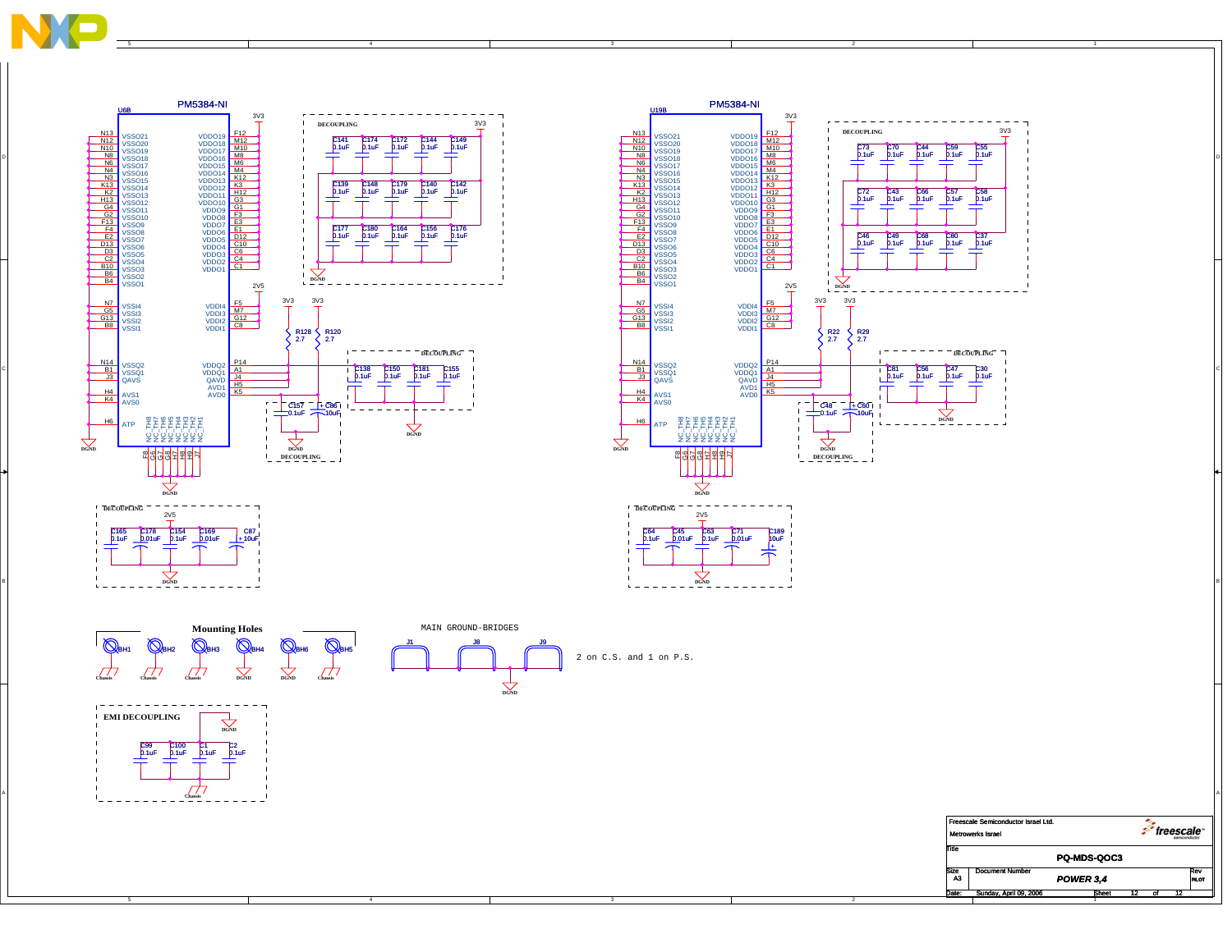U6B PM5384-NI

| Pin | Name | Name | Pin |
|---|---|---|---|
| N13 | VSSO21 | VDDO19 | F12 |
| N12 | VSSO20 | VDDO18 | M12 |
| N10 | VSSO19 | VDDO17 | M10 |
| N8 | VSSO18 | VDDO16 | M8 |
| N6 | VSSO17 | VDDO15 | M6 |
| N4 | VSSO16 | VDDO14 | M4 |
| N3 | VSSO15 | VDDO13 | K12 |
| K13 | VSSO14 | VDDO12 | K3 |
| K2 | VSSO13 | VDDO11 | H12 |
| H13 | VSSO12 | VDDO10 | G3 |
| G4 | VSSO11 | VDDO9 | G1 |
| G2 | VSSO10 | VDDO8 | F3 |
| F13 | VSSO9 | VDDO7 | E3 |
| F4 | VSSO8 | VDDO6 | E1 |
| E2 | VSSO7 | VDDO5 | D12 |
| D13 | VSSO6 | VDDO4 | C10 |
| D3 | VSSO5 | VDDO3 | C6 |
| C2 | VSSO4 | VDDO2 | C4 |
| B10 | VSSO3 | VDDO1 | C1 |
| B6 | VSSO2 | | |
| B4 | VSSO1 | | |
| N7 | VSSI4 | VDDI4 | F5 |
| G5 | VSSI3 | VDDI3 | M7 |
| G13 | VSSI2 | VDDI2 | G12 |
| B8 | VSSI1 | VDDI1 | C8 |
| N14 | VSSQ2 | VDDQ2 | P14 |
| B1 | VSSQ1 | VDDQ1 | A1 |
| J3 | QAVS | QAVD | J4 |
| | | AVD1 | H5 |
| H4 | AVS1 | AVD0 | K5 |
| K4 | AVS0 | | |
| H6 | ATP | | |

NC_TH8 F8, NC_TH7 G6, NC_TH6 G7, NC_TH5 G8, NC_TH4 H7, NC_TH3 H8, NC_TH2 H9, NC_TH1 J7

3V3, 2V5, DGND

DECOUPLING
3V3
C141 0.1uF, C174 0.1uF, C172 0.1uF, C144 0.1uF, C149 0.1uF
C139 0.1uF, C148 0.1uF, C179 0.1uF, C140 0.1uF, C142 0.1uF
C177 0.1uF, C180 0.1uF, C164 0.1uF, C156 0.1uF, C176 0.1uF
DGND

3V3 R128 2.7, 3V3 R120 2.7

DECOUPLING
C138 0.1uF, C150 0.1uF, C181 0.1uF, C155 0.1uF
DGND

C157 0.1uF, C86 10uF
DGND
DECOUPLING

DECOUPLING
2V5
C165 0.1uF, C178 0.01uF, C154 0.1uF, C169 0.01uF, C87 10uF
DGND

U19B PM5384-NI

| Pin | Name | Name | Pin |
|---|---|---|---|
| N13 | VSSO21 | VDDO19 | F12 |
| N12 | VSSO20 | VDDO18 | M12 |
| N10 | VSSO19 | VDDO17 | M10 |
| N8 | VSSO18 | VDDO16 | M8 |
| N6 | VSSO17 | VDDO15 | M6 |
| N4 | VSSO16 | VDDO14 | M4 |
| N3 | VSSO15 | VDDO13 | K12 |
| K13 | VSSO14 | VDDO12 | K3 |
| K2 | VSSO13 | VDDO11 | H12 |
| H13 | VSSO12 | VDDO10 | G3 |
| G4 | VSSO11 | VDDO9 | G1 |
| G2 | VSSO10 | VDDO8 | F3 |
| F13 | VSSO9 | VDDO7 | E3 |
| F4 | VSSO8 | VDDO6 | E1 |
| E2 | VSSO7 | VDDO5 | D12 |
| D13 | VSSO6 | VDDO4 | C10 |
| D3 | VSSO5 | VDDO3 | C6 |
| C2 | VSSO4 | VDDO2 | C4 |
| B10 | VSSO3 | VDDO1 | C1 |
| B6 | VSSO2 | | |
| B4 | VSSO1 | | |
| N7 | VSSI4 | VDDI4 | F5 |
| G5 | VSSI3 | VDDI3 | M7 |
| G13 | VSSI2 | VDDI2 | G12 |
| B8 | VSSI1 | VDDI1 | C8 |
| N14 | VSSQ2 | VDDQ2 | P14 |
| B1 | VSSQ1 | VDDQ1 | A1 |
| J3 | QAVS | QAVD | J4 |
| | | AVD1 | H5 |
| H4 | AVS1 | AVD0 | K5 |
| K4 | AVS0 | | |
| H6 | ATP | | |

NC_TH8 F8, NC_TH7 G6, NC_TH6 G7, NC_TH5 G8, NC_TH4 H7, NC_TH3 H8, NC_TH2 H9, NC_TH1 J7

3V3, 2V5, DGND

DECOUPLING
3V3
C73 0.1uF, C70 0.1uF, C44 0.1uF, C59 0.1uF, C55 0.1uF
C72 0.1uF, C43 0.1uF, C66 0.1uF, C57 0.1uF, C58 0.1uF
C46 0.1uF, C49 0.1uF, C68 0.1uF, C80 0.1uF, C37 0.1uF
DGND

3V3 R22 2.7, 3V3 R29 2.7

DECOUPLING
C81 0.1uF, C56 0.1uF, C47 0.1uF, C30 0.1uF
DGND

C48 0.1uF, C60 10uF
DGND
DECOUPLING

DECOUPLING
2V5
C64 0.1uF, C45 0.01uF, C63 0.1uF, C71 0.01uF, C189 10uF
DGND

## Mounting Holes

BH1 Chassis, BH2 Chassis, BH3 Chassis, BH4 DGND, BH6 DGND, BH5 Chassis

MAIN GROUND-BRIDGES

J1, J8, J9 — DGND

2 on C.S. and 1 on P.S.

EMI DECOUPLING

DGND
C99 0.1uF, C100 0.1uF, C1 0.1uF, C2 0.1uF
Chassis

| | | |
|---|---|---|
| Freescale Semiconductor Israel Ltd. | | |
| Metrowerks Israel | | |
| Title | PQ-MDS-QOC3 | |
| Size A3 | Document Number: POWER 3,4 | Rev PILOT |
| Date: Sunday, April 09, 2006 | Sheet 12 of 12 | |